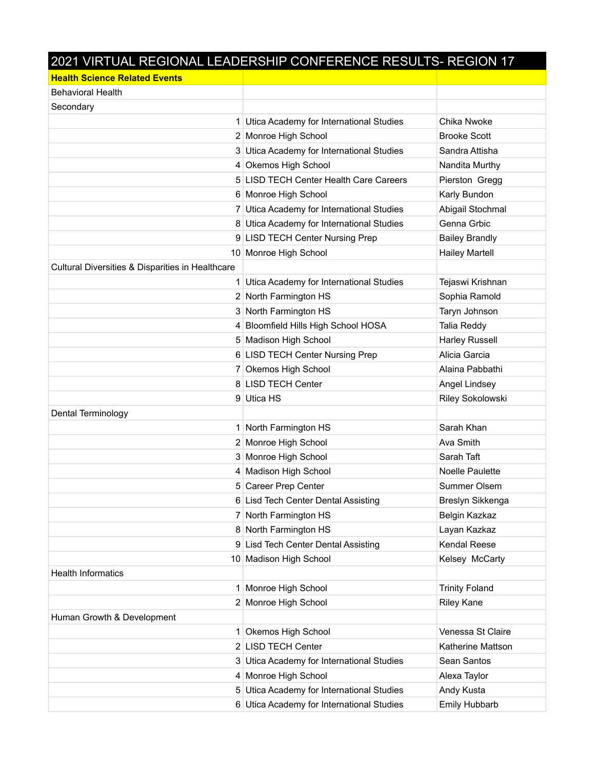| 2021 VIRTUAL REGIONAL LEADERSHIP CONFERENCE RESULTS- REGION 17 | | |
|---|---|---|
| **Health Science Related Events** | | |
| Behavioral Health | | |
| Secondary | | |
| 1 | Utica Academy for International Studies | Chika Nwoke |
| 2 | Monroe High School | Brooke Scott |
| 3 | Utica Academy for International Studies | Sandra Attisha |
| 4 | Okemos High School | Nandita Murthy |
| 5 | LISD TECH Center Health Care Careers | Pierston Gregg |
| 6 | Monroe High School | Karly Bundon |
| 7 | Utica Academy for International Studies | Abigail Stochmal |
| 8 | Utica Academy for International Studies | Genna Grbic |
| 9 | LISD TECH Center Nursing Prep | Bailey Brandly |
| 10 | Monroe High School | Hailey Martell |
| Cultural Diversities & Disparities in Healthcare | | |
| 1 | Utica Academy for International Studies | Tejaswi Krishnan |
| 2 | North Farmington HS | Sophia Ramold |
| 3 | North Farmington HS | Taryn Johnson |
| 4 | Bloomfield Hills High School HOSA | Talia Reddy |
| 5 | Madison High School | Harley Russell |
| 6 | LISD TECH Center Nursing Prep | Alicia Garcia |
| 7 | Okemos High School | Alaina Pabbathi |
| 8 | LISD TECH Center | Angel Lindsey |
| 9 | Utica HS | Riley Sokolowski |
| Dental Terminology | | |
| 1 | North Farmington HS | Sarah Khan |
| 2 | Monroe High School | Ava Smith |
| 3 | Monroe High School | Sarah Taft |
| 4 | Madison High School | Noelle Paulette |
| 5 | Career Prep Center | Summer Olsem |
| 6 | Lisd Tech Center Dental Assisting | Breslyn Sikkenga |
| 7 | North Farmington HS | Belgin Kazkaz |
| 8 | North Farmington HS | Layan Kazkaz |
| 9 | Lisd Tech Center Dental Assisting | Kendal Reese |
| 10 | Madison High School | Kelsey McCarty |
| Health Informatics | | |
| 1 | Monroe High School | Trinity Foland |
| 2 | Monroe High School | Riley Kane |
| Human Growth & Development | | |
| 1 | Okemos High School | Venessa St Claire |
| 2 | LISD TECH Center | Katherine Mattson |
| 3 | Utica Academy for International Studies | Sean Santos |
| 4 | Monroe High School | Alexa Taylor |
| 5 | Utica Academy for International Studies | Andy Kusta |
| 6 | Utica Academy for International Studies | Emily Hubbarb |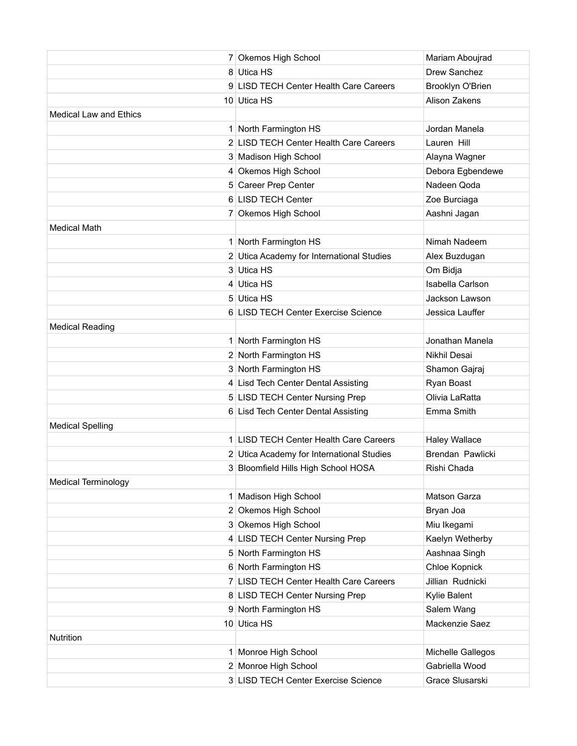| | | |
|---|---|---|
| 7 | Okemos High School | Mariam Aboujrad |
| 8 | Utica HS | Drew Sanchez |
| 9 | LISD TECH Center Health Care Careers | Brooklyn O'Brien |
| 10 | Utica HS | Alison Zakens |
| Medical Law and Ethics | | |
| 1 | North Farmington HS | Jordan Manela |
| 2 | LISD TECH Center Health Care Careers | Lauren Hill |
| 3 | Madison High School | Alayna Wagner |
| 4 | Okemos High School | Debora Egbendewe |
| 5 | Career Prep Center | Nadeen Qoda |
| 6 | LISD TECH Center | Zoe Burciaga |
| 7 | Okemos High School | Aashni Jagan |
| Medical Math | | |
| 1 | North Farmington HS | Nimah Nadeem |
| 2 | Utica Academy for International Studies | Alex Buzdugan |
| 3 | Utica HS | Om Bidja |
| 4 | Utica HS | Isabella Carlson |
| 5 | Utica HS | Jackson Lawson |
| 6 | LISD TECH Center Exercise Science | Jessica Lauffer |
| Medical Reading | | |
| 1 | North Farmington HS | Jonathan Manela |
| 2 | North Farmington HS | Nikhil Desai |
| 3 | North Farmington HS | Shamon Gajraj |
| 4 | Lisd Tech Center Dental Assisting | Ryan Boast |
| 5 | LISD TECH Center Nursing Prep | Olivia LaRatta |
| 6 | Lisd Tech Center Dental Assisting | Emma Smith |
| Medical Spelling | | |
| 1 | LISD TECH Center Health Care Careers | Haley Wallace |
| 2 | Utica Academy for International Studies | Brendan Pawlicki |
| 3 | Bloomfield Hills High School HOSA | Rishi Chada |
| Medical Terminology | | |
| 1 | Madison High School | Matson Garza |
| 2 | Okemos High School | Bryan Joa |
| 3 | Okemos High School | Miu Ikegami |
| 4 | LISD TECH Center Nursing Prep | Kaelyn Wetherby |
| 5 | North Farmington HS | Aashnaa Singh |
| 6 | North Farmington HS | Chloe Kopnick |
| 7 | LISD TECH Center Health Care Careers | Jillian Rudnicki |
| 8 | LISD TECH Center Nursing Prep | Kylie Balent |
| 9 | North Farmington HS | Salem Wang |
| 10 | Utica HS | Mackenzie Saez |
| Nutrition | | |
| 1 | Monroe High School | Michelle Gallegos |
| 2 | Monroe High School | Gabriella Wood |
| 3 | LISD TECH Center Exercise Science | Grace Slusarski |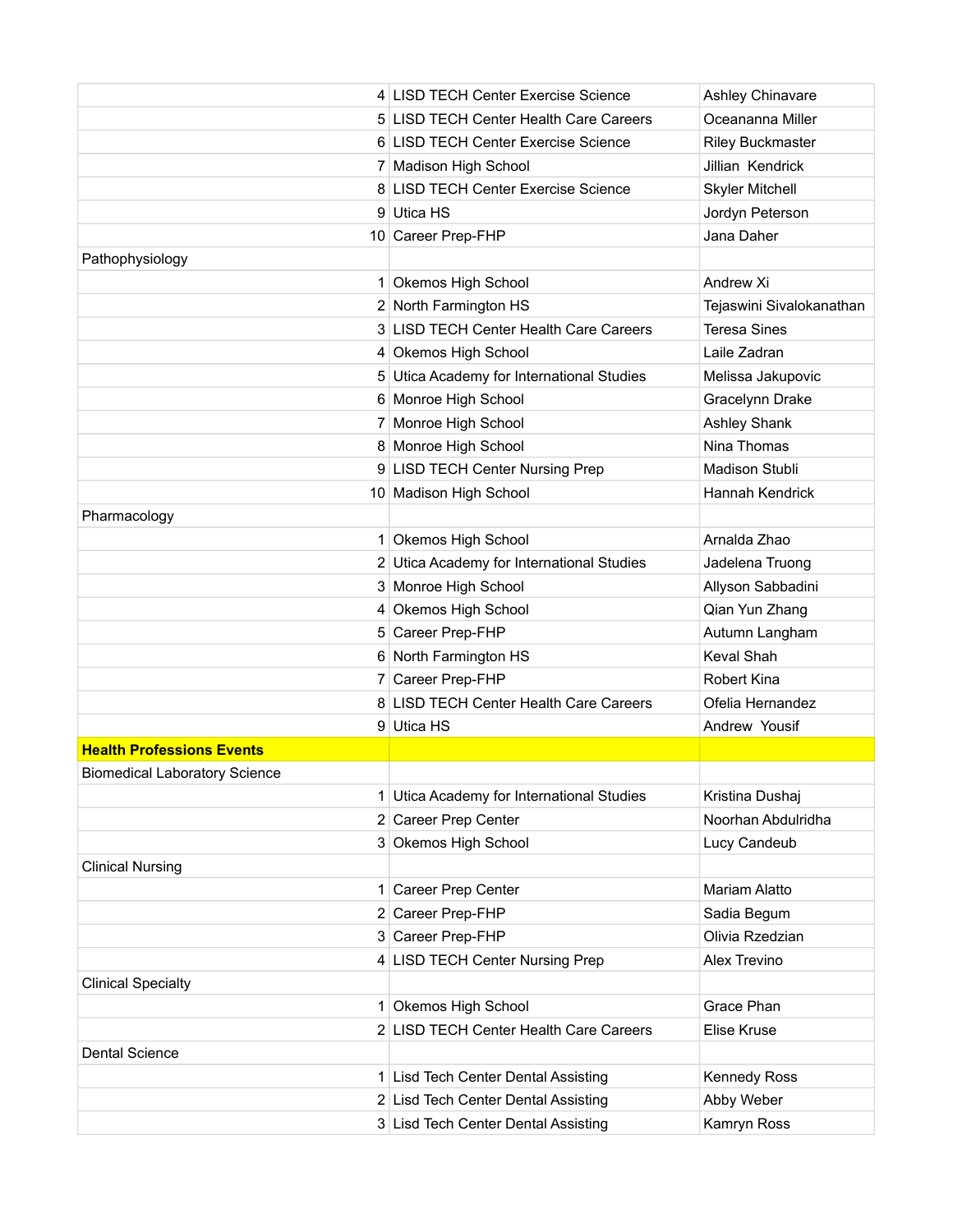| | | |
|---|---|---|
| 4 | LISD TECH Center Exercise Science | Ashley Chinavare |
| 5 | LISD TECH Center Health Care Careers | Oceananna Miller |
| 6 | LISD TECH Center Exercise Science | Riley Buckmaster |
| 7 | Madison High School | Jillian  Kendrick |
| 8 | LISD TECH Center Exercise Science | Skyler Mitchell |
| 9 | Utica HS | Jordyn Peterson |
| 10 | Career Prep-FHP | Jana Daher |
| Pathophysiology | | |
| 1 | Okemos High School | Andrew Xi |
| 2 | North Farmington HS | Tejaswini Sivalokanathan |
| 3 | LISD TECH Center Health Care Careers | Teresa Sines |
| 4 | Okemos High School | Laile Zadran |
| 5 | Utica Academy for International Studies | Melissa Jakupovic |
| 6 | Monroe High School | Gracelynn Drake |
| 7 | Monroe High School | Ashley Shank |
| 8 | Monroe High School | Nina Thomas |
| 9 | LISD TECH Center Nursing Prep | Madison Stubli |
| 10 | Madison High School | Hannah Kendrick |
| Pharmacology | | |
| 1 | Okemos High School | Arnalda Zhao |
| 2 | Utica Academy for International Studies | Jadelena Truong |
| 3 | Monroe High School | Allyson Sabbadini |
| 4 | Okemos High School | Qian Yun Zhang |
| 5 | Career Prep-FHP | Autumn Langham |
| 6 | North Farmington HS | Keval Shah |
| 7 | Career Prep-FHP | Robert Kina |
| 8 | LISD TECH Center Health Care Careers | Ofelia Hernandez |
| 9 | Utica HS | Andrew  Yousif |
| **Health Professions Events** | | |
| Biomedical Laboratory Science | | |
| 1 | Utica Academy for International Studies | Kristina Dushaj |
| 2 | Career Prep Center | Noorhan Abdulridha |
| 3 | Okemos High School | Lucy Candeub |
| Clinical Nursing | | |
| 1 | Career Prep Center | Mariam Alatto |
| 2 | Career Prep-FHP | Sadia Begum |
| 3 | Career Prep-FHP | Olivia Rzedzian |
| 4 | LISD TECH Center Nursing Prep | Alex Trevino |
| Clinical Specialty | | |
| 1 | Okemos High School | Grace Phan |
| 2 | LISD TECH Center Health Care Careers | Elise Kruse |
| Dental Science | | |
| 1 | Lisd Tech Center Dental Assisting | Kennedy Ross |
| 2 | Lisd Tech Center Dental Assisting | Abby Weber |
| 3 | Lisd Tech Center Dental Assisting | Kamryn Ross |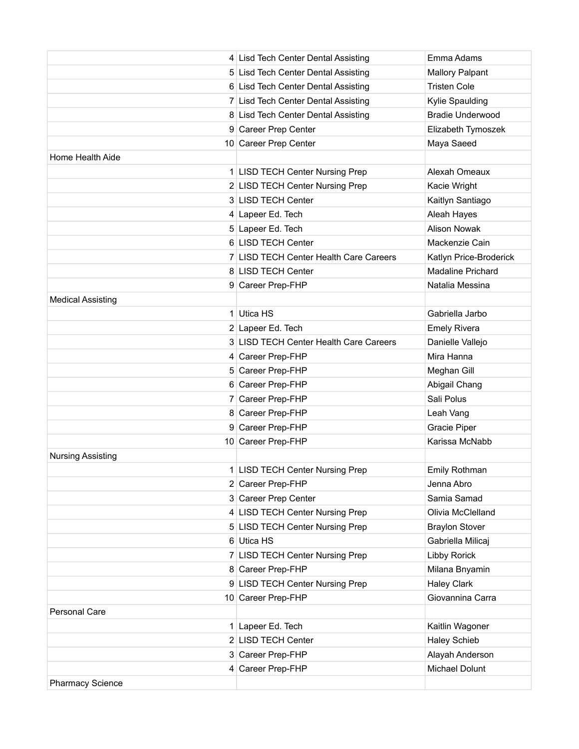| | | |
|---|---|---|
| 4 | Lisd Tech Center Dental Assisting | Emma Adams |
| 5 | Lisd Tech Center Dental Assisting | Mallory Palpant |
| 6 | Lisd Tech Center Dental Assisting | Tristen Cole |
| 7 | Lisd Tech Center Dental Assisting | Kylie Spaulding |
| 8 | Lisd Tech Center Dental Assisting | Bradie Underwood |
| 9 | Career Prep Center | Elizabeth Tymoszek |
| 10 | Career Prep Center | Maya Saeed |
| Home Health Aide | | |
| 1 | LISD TECH Center Nursing Prep | Alexah Omeaux |
| 2 | LISD TECH Center Nursing Prep | Kacie Wright |
| 3 | LISD TECH Center | Kaitlyn Santiago |
| 4 | Lapeer Ed. Tech | Aleah Hayes |
| 5 | Lapeer Ed. Tech | Alison Nowak |
| 6 | LISD TECH Center | Mackenzie Cain |
| 7 | LISD TECH Center Health Care Careers | Katlyn Price-Broderick |
| 8 | LISD TECH Center | Madaline Prichard |
| 9 | Career Prep-FHP | Natalia Messina |
| Medical Assisting | | |
| 1 | Utica HS | Gabriella Jarbo |
| 2 | Lapeer Ed. Tech | Emely Rivera |
| 3 | LISD TECH Center Health Care Careers | Danielle Vallejo |
| 4 | Career Prep-FHP | Mira Hanna |
| 5 | Career Prep-FHP | Meghan Gill |
| 6 | Career Prep-FHP | Abigail Chang |
| 7 | Career Prep-FHP | Sali Polus |
| 8 | Career Prep-FHP | Leah Vang |
| 9 | Career Prep-FHP | Gracie Piper |
| 10 | Career Prep-FHP | Karissa McNabb |
| Nursing Assisting | | |
| 1 | LISD TECH Center Nursing Prep | Emily Rothman |
| 2 | Career Prep-FHP | Jenna Abro |
| 3 | Career Prep Center | Samia Samad |
| 4 | LISD TECH Center Nursing Prep | Olivia McClelland |
| 5 | LISD TECH Center Nursing Prep | Braylon Stover |
| 6 | Utica HS | Gabriella Milicaj |
| 7 | LISD TECH Center Nursing Prep | Libby Rorick |
| 8 | Career Prep-FHP | Milana Bnyamin |
| 9 | LISD TECH Center Nursing Prep | Haley Clark |
| 10 | Career Prep-FHP | Giovannina Carra |
| Personal Care | | |
| 1 | Lapeer Ed. Tech | Kaitlin Wagoner |
| 2 | LISD TECH Center | Haley Schieb |
| 3 | Career Prep-FHP | Alayah Anderson |
| 4 | Career Prep-FHP | Michael Dolunt |
| Pharmacy Science | | |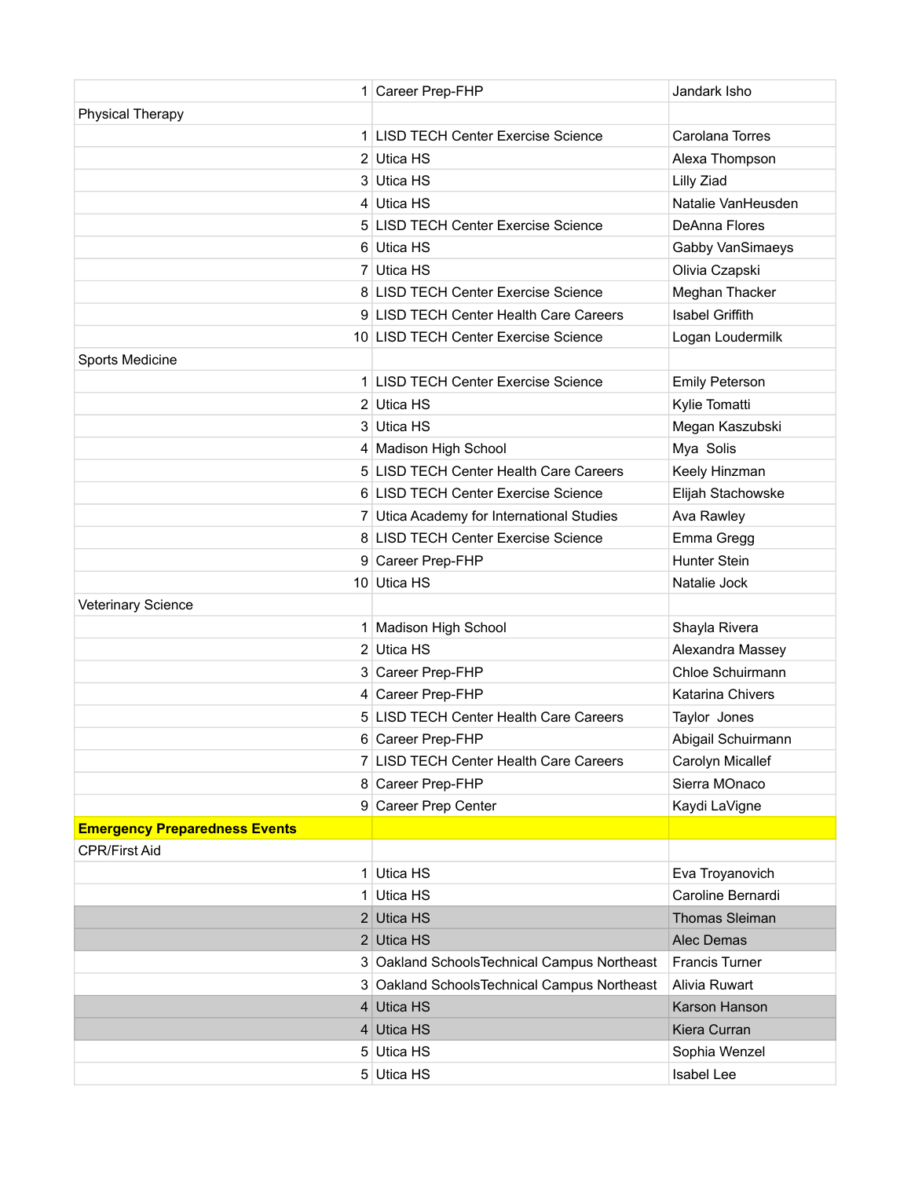| | | |
|---|---|---|
| 1 | Career Prep-FHP | Jandark Isho |
| Physical Therapy | | |
| 1 | LISD TECH Center Exercise Science | Carolana Torres |
| 2 | Utica HS | Alexa Thompson |
| 3 | Utica HS | Lilly Ziad |
| 4 | Utica HS | Natalie VanHeusden |
| 5 | LISD TECH Center Exercise Science | DeAnna Flores |
| 6 | Utica HS | Gabby VanSimaeys |
| 7 | Utica HS | Olivia Czapski |
| 8 | LISD TECH Center Exercise Science | Meghan Thacker |
| 9 | LISD TECH Center Health Care Careers | Isabel Griffith |
| 10 | LISD TECH Center Exercise Science | Logan Loudermilk |
| Sports Medicine | | |
| 1 | LISD TECH Center Exercise Science | Emily Peterson |
| 2 | Utica HS | Kylie Tomatti |
| 3 | Utica HS | Megan Kaszubski |
| 4 | Madison High School | Mya Solis |
| 5 | LISD TECH Center Health Care Careers | Keely Hinzman |
| 6 | LISD TECH Center Exercise Science | Elijah Stachowske |
| 7 | Utica Academy for International Studies | Ava Rawley |
| 8 | LISD TECH Center Exercise Science | Emma Gregg |
| 9 | Career Prep-FHP | Hunter Stein |
| 10 | Utica HS | Natalie Jock |
| Veterinary Science | | |
| 1 | Madison High School | Shayla Rivera |
| 2 | Utica HS | Alexandra Massey |
| 3 | Career Prep-FHP | Chloe Schuirmann |
| 4 | Career Prep-FHP | Katarina Chivers |
| 5 | LISD TECH Center Health Care Careers | Taylor Jones |
| 6 | Career Prep-FHP | Abigail Schuirmann |
| 7 | LISD TECH Center Health Care Careers | Carolyn Micallef |
| 8 | Career Prep-FHP | Sierra MOnaco |
| 9 | Career Prep Center | Kaydi LaVigne |
| **Emergency Preparedness Events** | | |
| CPR/First Aid | | |
| 1 | Utica HS | Eva Troyanovich |
| 1 | Utica HS | Caroline Bernardi |
| 2 | Utica HS | Thomas Sleiman |
| 2 | Utica HS | Alec Demas |
| 3 | Oakland SchoolsTechnical Campus Northeast | Francis Turner |
| 3 | Oakland SchoolsTechnical Campus Northeast | Alivia Ruwart |
| 4 | Utica HS | Karson Hanson |
| 4 | Utica HS | Kiera Curran |
| 5 | Utica HS | Sophia Wenzel |
| 5 | Utica HS | Isabel Lee |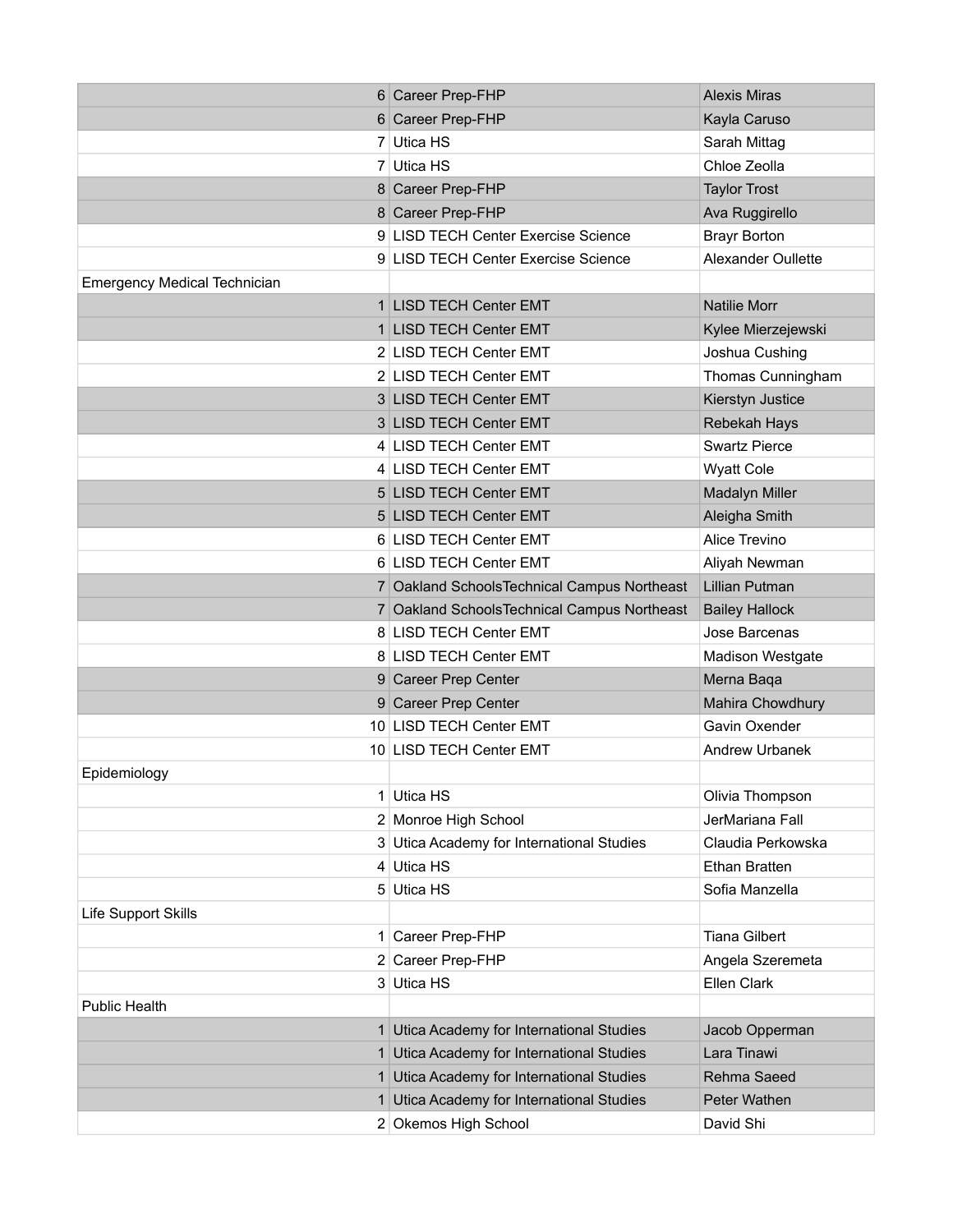| | | |
|---|---|---|
| 6 | Career Prep-FHP | Alexis Miras |
| 6 | Career Prep-FHP | Kayla Caruso |
| 7 | Utica HS | Sarah Mittag |
| 7 | Utica HS | Chloe Zeolla |
| 8 | Career Prep-FHP | Taylor Trost |
| 8 | Career Prep-FHP | Ava Ruggirello |
| 9 | LISD TECH Center Exercise Science | Brayr Borton |
| 9 | LISD TECH Center Exercise Science | Alexander Oullette |
| Emergency Medical Technician | | |
| 1 | LISD TECH Center EMT | Natilie Morr |
| 1 | LISD TECH Center EMT | Kylee Mierzejewski |
| 2 | LISD TECH Center EMT | Joshua Cushing |
| 2 | LISD TECH Center EMT | Thomas Cunningham |
| 3 | LISD TECH Center EMT | Kierstyn Justice |
| 3 | LISD TECH Center EMT | Rebekah Hays |
| 4 | LISD TECH Center EMT | Swartz Pierce |
| 4 | LISD TECH Center EMT | Wyatt Cole |
| 5 | LISD TECH Center EMT | Madalyn Miller |
| 5 | LISD TECH Center EMT | Aleigha Smith |
| 6 | LISD TECH Center EMT | Alice Trevino |
| 6 | LISD TECH Center EMT | Aliyah Newman |
| 7 | Oakland SchoolsTechnical Campus Northeast | Lillian Putman |
| 7 | Oakland SchoolsTechnical Campus Northeast | Bailey Hallock |
| 8 | LISD TECH Center EMT | Jose Barcenas |
| 8 | LISD TECH Center EMT | Madison Westgate |
| 9 | Career Prep Center | Merna Baqa |
| 9 | Career Prep Center | Mahira Chowdhury |
| 10 | LISD TECH Center EMT | Gavin Oxender |
| 10 | LISD TECH Center EMT | Andrew Urbanek |
| Epidemiology | | |
| 1 | Utica HS | Olivia Thompson |
| 2 | Monroe High School | JerMariana Fall |
| 3 | Utica Academy for International Studies | Claudia Perkowska |
| 4 | Utica HS | Ethan Bratten |
| 5 | Utica HS | Sofia Manzella |
| Life Support Skills | | |
| 1 | Career Prep-FHP | Tiana Gilbert |
| 2 | Career Prep-FHP | Angela Szeremeta |
| 3 | Utica HS | Ellen Clark |
| Public Health | | |
| 1 | Utica Academy for International Studies | Jacob Opperman |
| 1 | Utica Academy for International Studies | Lara Tinawi |
| 1 | Utica Academy for International Studies | Rehma Saeed |
| 1 | Utica Academy for International Studies | Peter Wathen |
| 2 | Okemos High School | David Shi |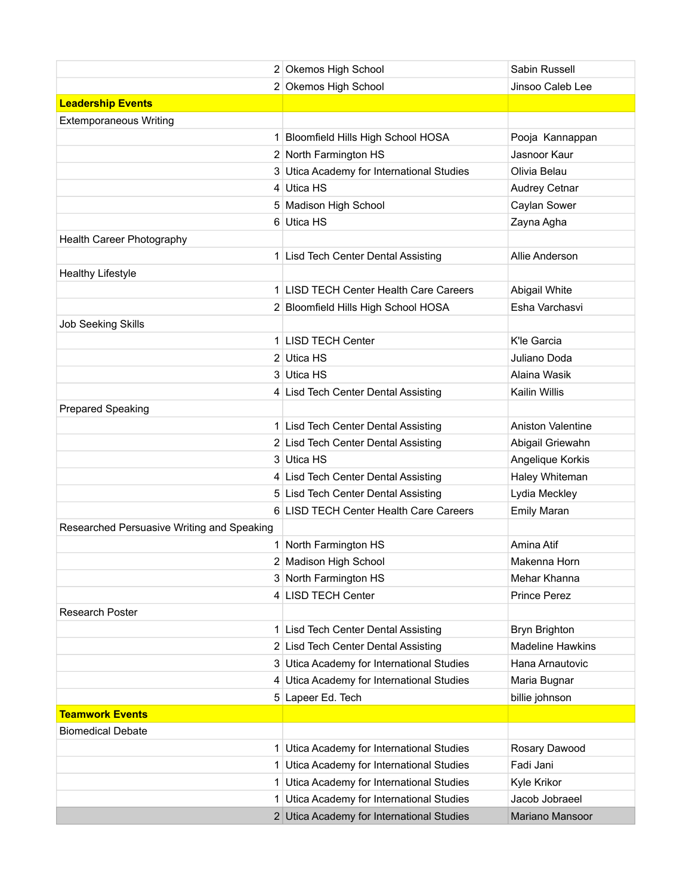| | | |
|---|---|---|
| 2 | Okemos High School | Sabin Russell |
| 2 | Okemos High School | Jinsoo Caleb Lee |
| **Leadership Events** | | |
| Extemporaneous Writing | | |
| 1 | Bloomfield Hills High School HOSA | Pooja Kannappan |
| 2 | North Farmington HS | Jasnoor Kaur |
| 3 | Utica Academy for International Studies | Olivia Belau |
| 4 | Utica HS | Audrey Cetnar |
| 5 | Madison High School | Caylan Sower |
| 6 | Utica HS | Zayna Agha |
| Health Career Photography | | |
| 1 | Lisd Tech Center Dental Assisting | Allie Anderson |
| Healthy Lifestyle | | |
| 1 | LISD TECH Center Health Care Careers | Abigail White |
| 2 | Bloomfield Hills High School HOSA | Esha Varchasvi |
| Job Seeking Skills | | |
| 1 | LISD TECH Center | K'le Garcia |
| 2 | Utica HS | Juliano Doda |
| 3 | Utica HS | Alaina Wasik |
| 4 | Lisd Tech Center Dental Assisting | Kailin Willis |
| Prepared Speaking | | |
| 1 | Lisd Tech Center Dental Assisting | Aniston Valentine |
| 2 | Lisd Tech Center Dental Assisting | Abigail Griewahn |
| 3 | Utica HS | Angelique Korkis |
| 4 | Lisd Tech Center Dental Assisting | Haley Whiteman |
| 5 | Lisd Tech Center Dental Assisting | Lydia Meckley |
| 6 | LISD TECH Center Health Care Careers | Emily Maran |
| Researched Persuasive Writing and Speaking | | |
| 1 | North Farmington HS | Amina Atif |
| 2 | Madison High School | Makenna Horn |
| 3 | North Farmington HS | Mehar Khanna |
| 4 | LISD TECH Center | Prince Perez |
| Research Poster | | |
| 1 | Lisd Tech Center Dental Assisting | Bryn Brighton |
| 2 | Lisd Tech Center Dental Assisting | Madeline Hawkins |
| 3 | Utica Academy for International Studies | Hana Arnautovic |
| 4 | Utica Academy for International Studies | Maria Bugnar |
| 5 | Lapeer Ed. Tech | billie johnson |
| **Teamwork Events** | | |
| Biomedical Debate | | |
| 1 | Utica Academy for International Studies | Rosary Dawood |
| 1 | Utica Academy for International Studies | Fadi Jani |
| 1 | Utica Academy for International Studies | Kyle Krikor |
| 1 | Utica Academy for International Studies | Jacob Jobraeel |
| 2 | Utica Academy for International Studies | Mariano Mansoor |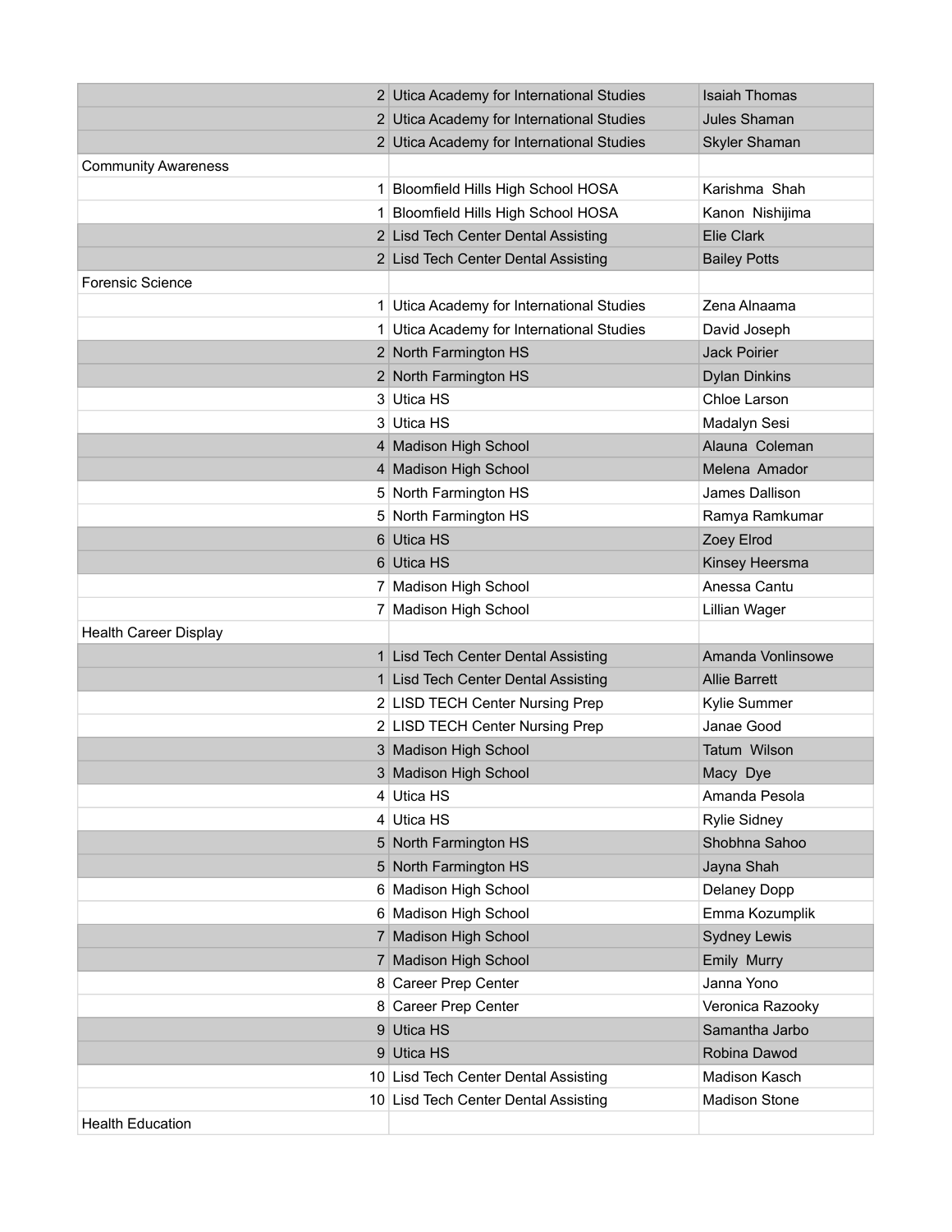| | | |
|---|---|---|
| 2 | Utica Academy for International Studies | Isaiah Thomas |
| 2 | Utica Academy for International Studies | Jules Shaman |
| 2 | Utica Academy for International Studies | Skyler Shaman |
| Community Awareness | | |
| 1 | Bloomfield Hills High School HOSA | Karishma Shah |
| 1 | Bloomfield Hills High School HOSA | Kanon Nishijima |
| 2 | Lisd Tech Center Dental Assisting | Elie Clark |
| 2 | Lisd Tech Center Dental Assisting | Bailey Potts |
| Forensic Science | | |
| 1 | Utica Academy for International Studies | Zena Alnaama |
| 1 | Utica Academy for International Studies | David Joseph |
| 2 | North Farmington HS | Jack Poirier |
| 2 | North Farmington HS | Dylan Dinkins |
| 3 | Utica HS | Chloe Larson |
| 3 | Utica HS | Madalyn Sesi |
| 4 | Madison High School | Alauna Coleman |
| 4 | Madison High School | Melena Amador |
| 5 | North Farmington HS | James Dallison |
| 5 | North Farmington HS | Ramya Ramkumar |
| 6 | Utica HS | Zoey Elrod |
| 6 | Utica HS | Kinsey Heersma |
| 7 | Madison High School | Anessa Cantu |
| 7 | Madison High School | Lillian Wager |
| Health Career Display | | |
| 1 | Lisd Tech Center Dental Assisting | Amanda Vonlinsowe |
| 1 | Lisd Tech Center Dental Assisting | Allie Barrett |
| 2 | LISD TECH Center Nursing Prep | Kylie Summer |
| 2 | LISD TECH Center Nursing Prep | Janae Good |
| 3 | Madison High School | Tatum Wilson |
| 3 | Madison High School | Macy Dye |
| 4 | Utica HS | Amanda Pesola |
| 4 | Utica HS | Rylie Sidney |
| 5 | North Farmington HS | Shobhna Sahoo |
| 5 | North Farmington HS | Jayna Shah |
| 6 | Madison High School | Delaney Dopp |
| 6 | Madison High School | Emma Kozumplik |
| 7 | Madison High School | Sydney Lewis |
| 7 | Madison High School | Emily Murry |
| 8 | Career Prep Center | Janna Yono |
| 8 | Career Prep Center | Veronica Razooky |
| 9 | Utica HS | Samantha Jarbo |
| 9 | Utica HS | Robina Dawod |
| 10 | Lisd Tech Center Dental Assisting | Madison Kasch |
| 10 | Lisd Tech Center Dental Assisting | Madison Stone |
| Health Education | | |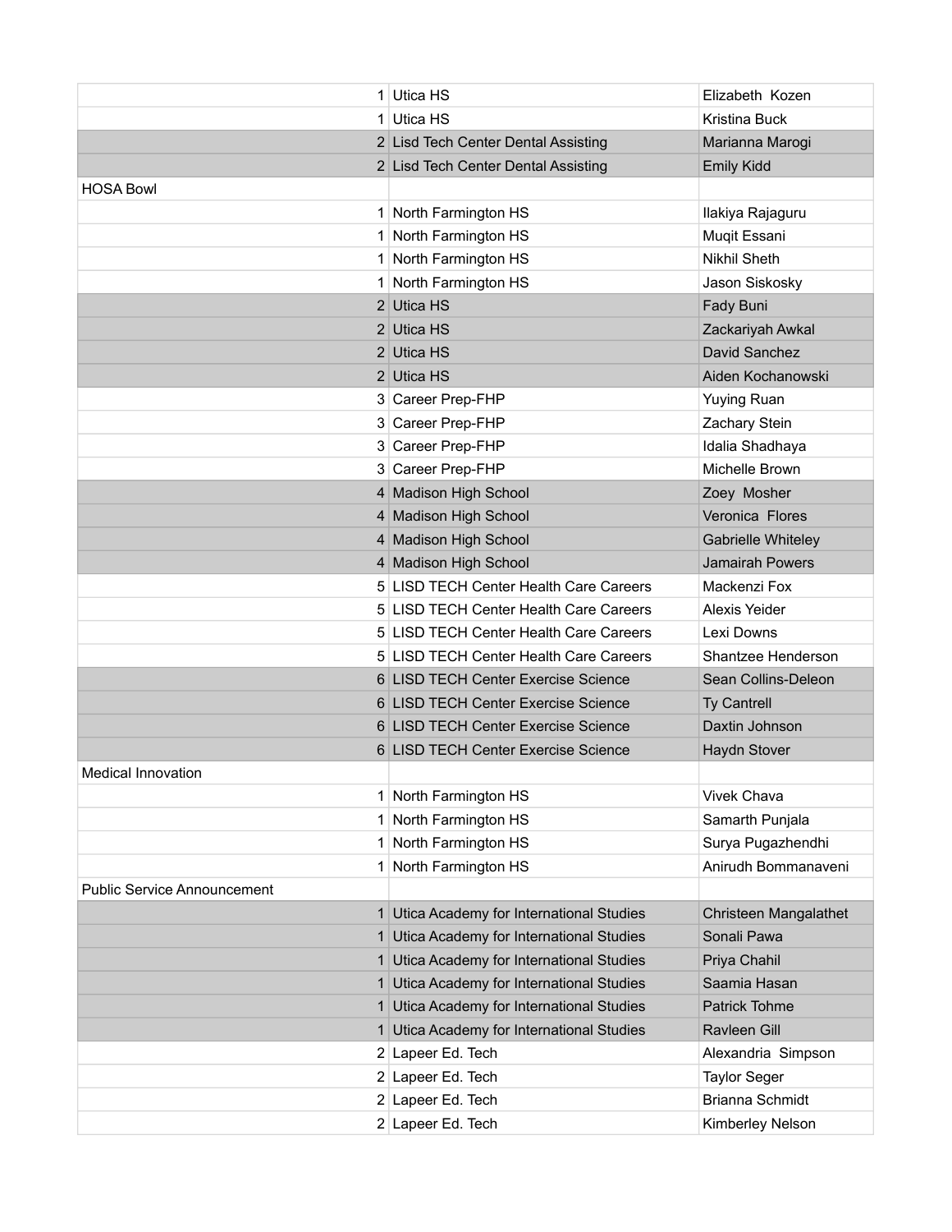| | | |
|---|---|---|
| 1 | Utica HS | Elizabeth Kozen |
| 1 | Utica HS | Kristina Buck |
| 2 | Lisd Tech Center Dental Assisting | Marianna Marogi |
| 2 | Lisd Tech Center Dental Assisting | Emily Kidd |
| HOSA Bowl | | |
| 1 | North Farmington HS | Ilakiya Rajaguru |
| 1 | North Farmington HS | Muqit Essani |
| 1 | North Farmington HS | Nikhil Sheth |
| 1 | North Farmington HS | Jason Siskosky |
| 2 | Utica HS | Fady Buni |
| 2 | Utica HS | Zackariyah Awkal |
| 2 | Utica HS | David Sanchez |
| 2 | Utica HS | Aiden Kochanowski |
| 3 | Career Prep-FHP | Yuying Ruan |
| 3 | Career Prep-FHP | Zachary Stein |
| 3 | Career Prep-FHP | Idalia Shadhaya |
| 3 | Career Prep-FHP | Michelle Brown |
| 4 | Madison High School | Zoey Mosher |
| 4 | Madison High School | Veronica Flores |
| 4 | Madison High School | Gabrielle Whiteley |
| 4 | Madison High School | Jamairah Powers |
| 5 | LISD TECH Center Health Care Careers | Mackenzi Fox |
| 5 | LISD TECH Center Health Care Careers | Alexis Yeider |
| 5 | LISD TECH Center Health Care Careers | Lexi Downs |
| 5 | LISD TECH Center Health Care Careers | Shantzee Henderson |
| 6 | LISD TECH Center Exercise Science | Sean Collins-Deleon |
| 6 | LISD TECH Center Exercise Science | Ty Cantrell |
| 6 | LISD TECH Center Exercise Science | Daxtin Johnson |
| 6 | LISD TECH Center Exercise Science | Haydn Stover |
| Medical Innovation | | |
| 1 | North Farmington HS | Vivek Chava |
| 1 | North Farmington HS | Samarth Punjala |
| 1 | North Farmington HS | Surya Pugazhendhi |
| 1 | North Farmington HS | Anirudh Bommanaveni |
| Public Service Announcement | | |
| 1 | Utica Academy for International Studies | Christeen Mangalathet |
| 1 | Utica Academy for International Studies | Sonali Pawa |
| 1 | Utica Academy for International Studies | Priya Chahil |
| 1 | Utica Academy for International Studies | Saamia Hasan |
| 1 | Utica Academy for International Studies | Patrick Tohme |
| 1 | Utica Academy for International Studies | Ravleen Gill |
| 2 | Lapeer Ed. Tech | Alexandria Simpson |
| 2 | Lapeer Ed. Tech | Taylor Seger |
| 2 | Lapeer Ed. Tech | Brianna Schmidt |
| 2 | Lapeer Ed. Tech | Kimberley Nelson |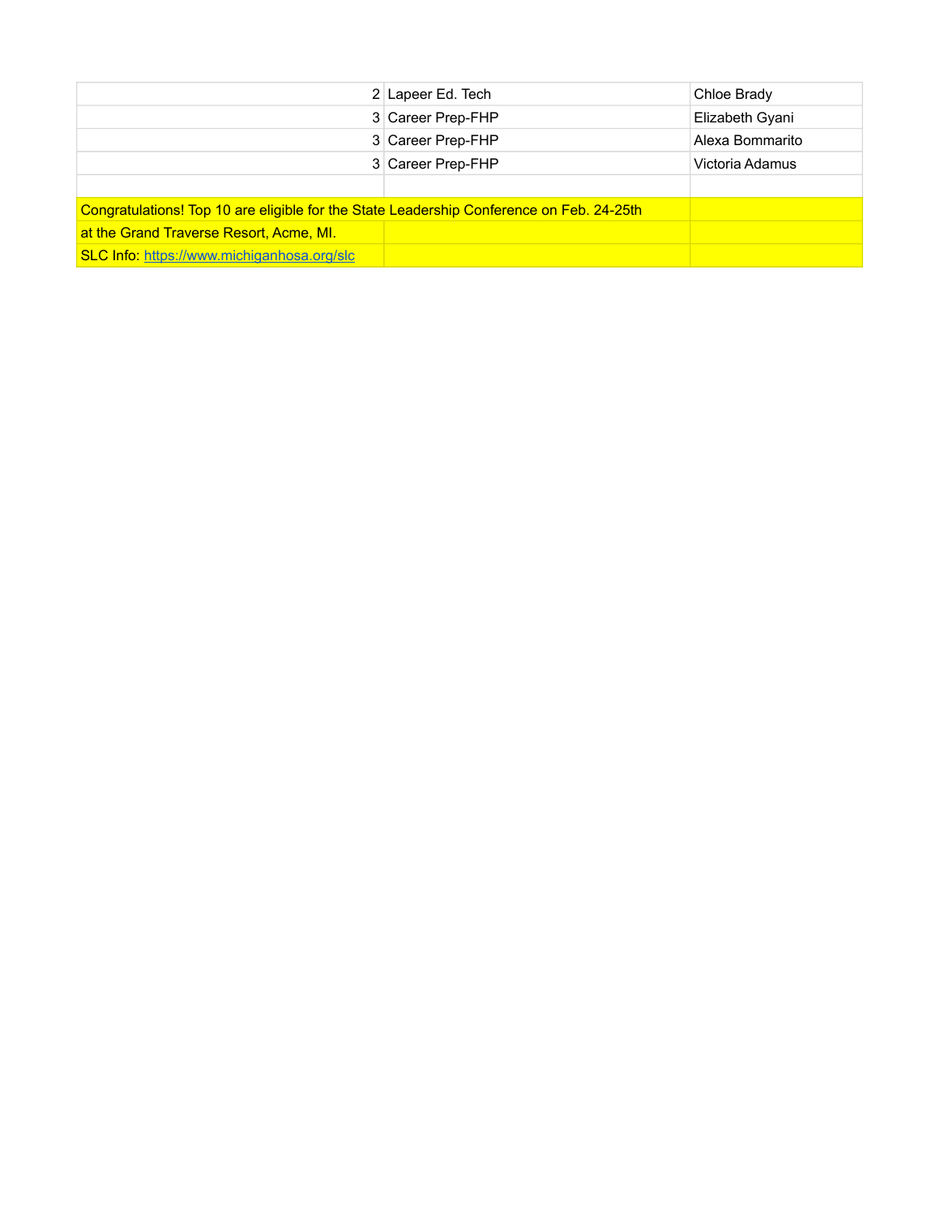| | | |
|---|---|---|
| 2 | Lapeer Ed. Tech | Chloe Brady |
| 3 | Career Prep-FHP | Elizabeth Gyani |
| 3 | Career Prep-FHP | Alexa Bommarito |
| 3 | Career Prep-FHP | Victoria Adamus |
| | | |
| Congratulations! Top 10 are eligible for the State Leadership Conference on Feb. 24-25th | | |
| at the Grand Traverse Resort, Acme, MI. | | |
| SLC Info: https://www.michiganhosa.org/slc | | |